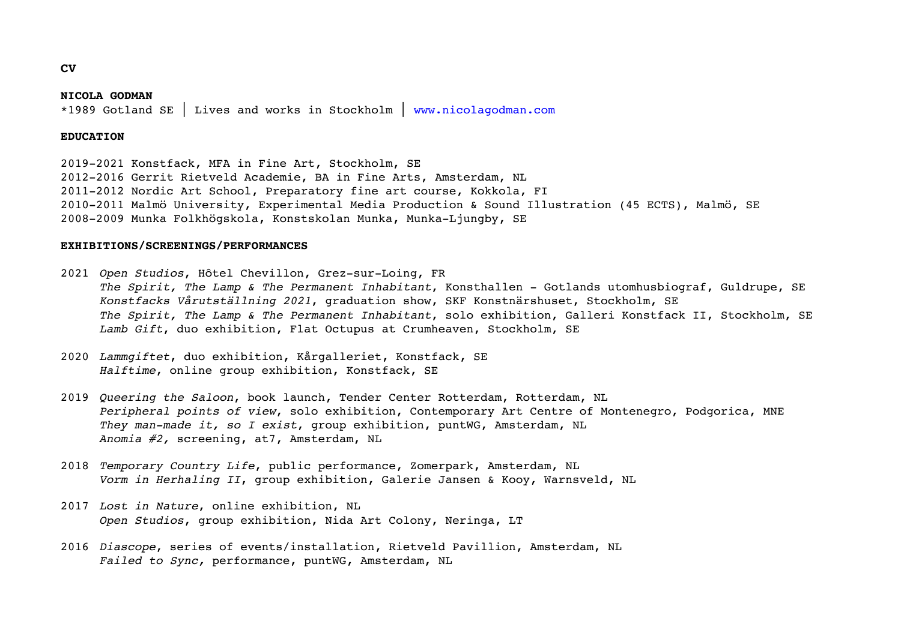**CV**

**NICOLA GODMAN**
*1989 Gotland SE | Lives and works in Stockholm | www.nicolagodman.com

**EDUCATION**

2019-2021 Konstfack, MFA in Fine Art, Stockholm, SE
2012-2016 Gerrit Rietveld Academie, BA in Fine Arts, Amsterdam, NL
2011-2012 Nordic Art School, Preparatory fine art course, Kokkola, FI
2010-2011 Malmö University, Experimental Media Production & Sound Illustration (45 ECTS), Malmö, SE
2008-2009 Munka Folkhögskola, Konstskolan Munka, Munka-Ljungby, SE

**EXHIBITIONS/SCREENINGS/PERFORMANCES**

2021 *Open Studios*, Hôtel Chevillon, Grez-sur-Loing, FR
*The Spirit, The Lamp & The Permanent Inhabitant*, Konsthallen - Gotlands utomhusbiograf, Guldrupe, SE
*Konstfacks Vårutställning 2021*, graduation show, SKF Konstnärshuset, Stockholm, SE
*The Spirit, The Lamp & The Permanent Inhabitant*, solo exhibition, Galleri Konstfack II, Stockholm, SE
*Lamb Gift*, duo exhibition, Flat Octupus at Crumheaven, Stockholm, SE

2020 *Lammgiftet*, duo exhibition, Kårgalleriet, Konstfack, SE
*Halftime*, online group exhibition, Konstfack, SE

2019 *Queering the Saloon*, book launch, Tender Center Rotterdam, Rotterdam, NL
*Peripheral points of view*, solo exhibition, Contemporary Art Centre of Montenegro, Podgorica, MNE
*They man-made it, so I exist*, group exhibition, puntWG, Amsterdam, NL
*Anomia #2,* screening, at7, Amsterdam, NL

2018 *Temporary Country Life*, public performance, Zomerpark, Amsterdam, NL
*Vorm in Herhaling II*, group exhibition, Galerie Jansen & Kooy, Warnsveld, NL

2017 *Lost in Nature*, online exhibition, NL
*Open Studios*, group exhibition, Nida Art Colony, Neringa, LT

2016 *Diascope*, series of events/installation, Rietveld Pavillion, Amsterdam, NL
*Failed to Sync,* performance, puntWG, Amsterdam, NL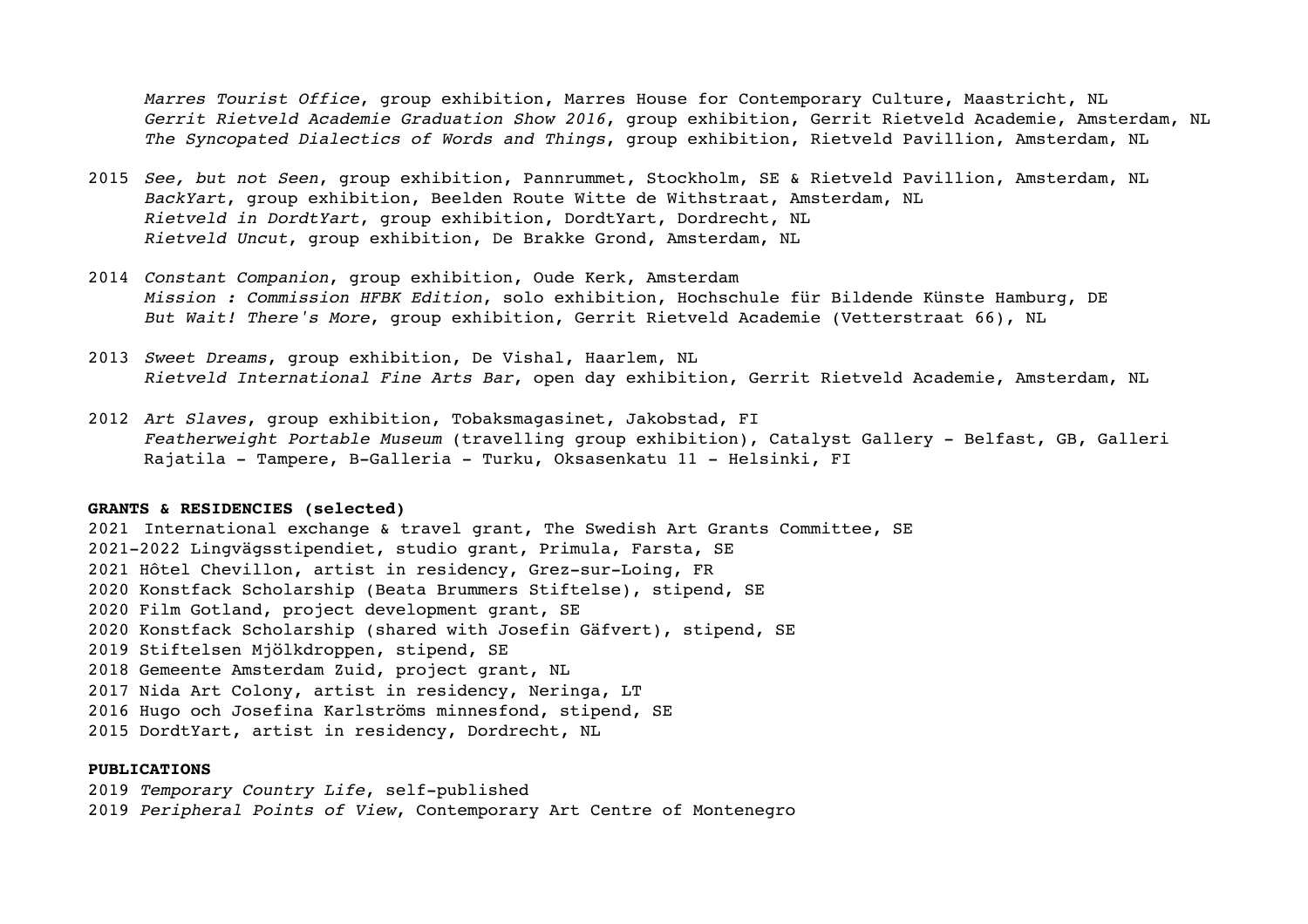*Marres Tourist Office*, group exhibition, Marres House for Contemporary Culture, Maastricht, NL
*Gerrit Rietveld Academie Graduation Show 2016*, group exhibition, Gerrit Rietveld Academie, Amsterdam, NL
*The Syncopated Dialectics of Words and Things*, group exhibition, Rietveld Pavillion, Amsterdam, NL

2015 *See, but not Seen*, group exhibition, Pannrummet, Stockholm, SE & Rietveld Pavillion, Amsterdam, NL
*BackYart*, group exhibition, Beelden Route Witte de Withstraat, Amsterdam, NL
*Rietveld in DordtYart*, group exhibition, DordtYart, Dordrecht, NL
*Rietveld Uncut*, group exhibition, De Brakke Grond, Amsterdam, NL

2014 *Constant Companion*, group exhibition, Oude Kerk, Amsterdam
*Mission : Commission HFBK Edition*, solo exhibition, Hochschule für Bildende Künste Hamburg, DE
*But Wait! There's More*, group exhibition, Gerrit Rietveld Academie (Vetterstraat 66), NL

2013 *Sweet Dreams*, group exhibition, De Vishal, Haarlem, NL
*Rietveld International Fine Arts Bar*, open day exhibition, Gerrit Rietveld Academie, Amsterdam, NL

2012 *Art Slaves*, group exhibition, Tobaksmagasinet, Jakobstad, FI
*Featherweight Portable Museum* (travelling group exhibition), Catalyst Gallery - Belfast, GB, Galleri Rajatila - Tampere, B-Galleria - Turku, Oksasenkatu 11 - Helsinki, FI

**GRANTS & RESIDENCIES (selected)**

2021 International exchange & travel grant, The Swedish Art Grants Committee, SE
2021-2022 Lingvägsstipendiet, studio grant, Primula, Farsta, SE
2021 Hôtel Chevillon, artist in residency, Grez-sur-Loing, FR
2020 Konstfack Scholarship (Beata Brummers Stiftelse), stipend, SE
2020 Film Gotland, project development grant, SE
2020 Konstfack Scholarship (shared with Josefin Gäfvert), stipend, SE
2019 Stiftelsen Mjölkdroppen, stipend, SE
2018 Gemeente Amsterdam Zuid, project grant, NL
2017 Nida Art Colony, artist in residency, Neringa, LT
2016 Hugo och Josefina Karlströms minnesfond, stipend, SE
2015 DordtYart, artist in residency, Dordrecht, NL

**PUBLICATIONS**

2019 *Temporary Country Life*, self-published
2019 *Peripheral Points of View*, Contemporary Art Centre of Montenegro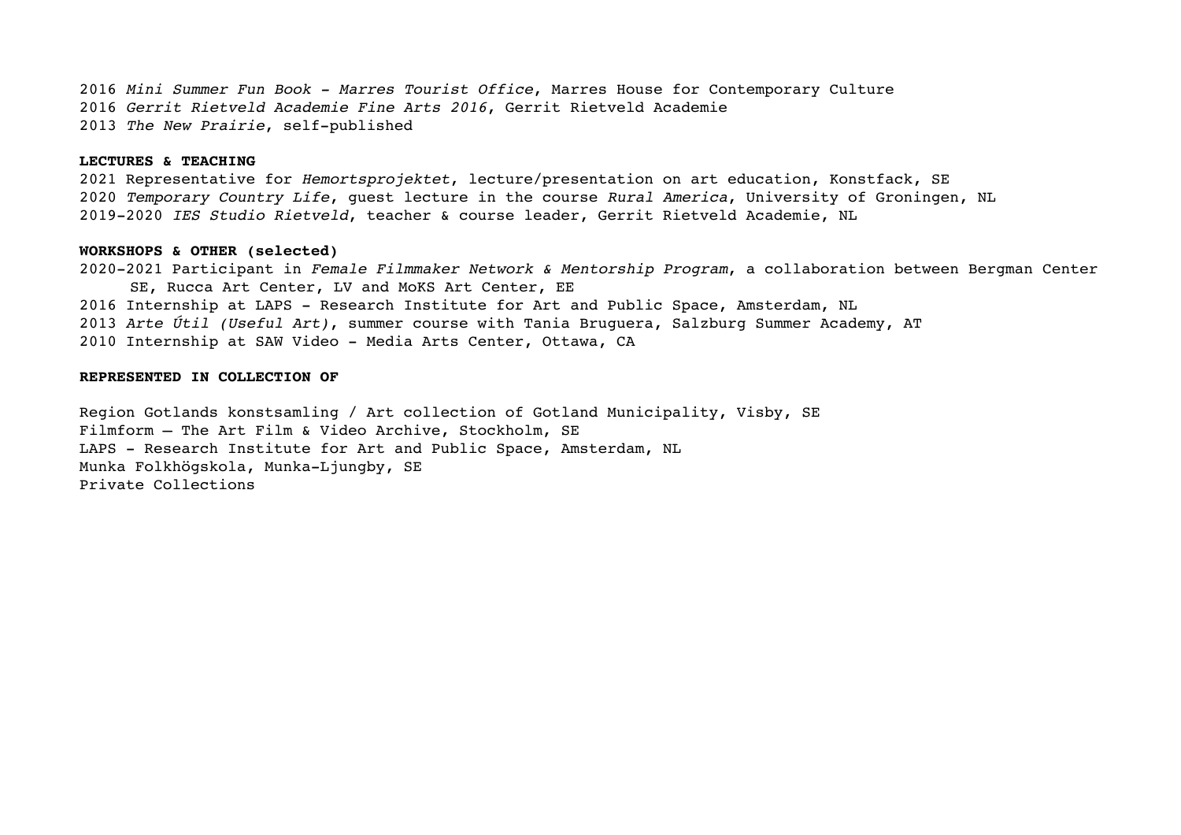2016 *Mini Summer Fun Book - Marres Tourist Office*, Marres House for Contemporary Culture
2016 *Gerrit Rietveld Academie Fine Arts 2016*, Gerrit Rietveld Academie
2013 *The New Prairie*, self-published

**LECTURES & TEACHING**

2021 Representative for *Hemortsprojektet*, lecture/presentation on art education, Konstfack, SE
2020 *Temporary Country Life*, guest lecture in the course *Rural America*, University of Groningen, NL
2019-2020 *IES Studio Rietveld*, teacher & course leader, Gerrit Rietveld Academie, NL

**WORKSHOPS & OTHER (selected)**

2020-2021 Participant in *Female Filmmaker Network & Mentorship Program*, a collaboration between Bergman Center SE, Rucca Art Center, LV and MoKS Art Center, EE
2016 Internship at LAPS - Research Institute for Art and Public Space, Amsterdam, NL
2013 *Arte Útil (Useful Art)*, summer course with Tania Bruguera, Salzburg Summer Academy, AT
2010 Internship at SAW Video - Media Arts Center, Ottawa, CA

**REPRESENTED IN COLLECTION OF**

Region Gotlands konstsamling / Art collection of Gotland Municipality, Visby, SE
Filmform – The Art Film & Video Archive, Stockholm, SE
LAPS - Research Institute for Art and Public Space, Amsterdam, NL
Munka Folkhögskola, Munka-Ljungby, SE
Private Collections